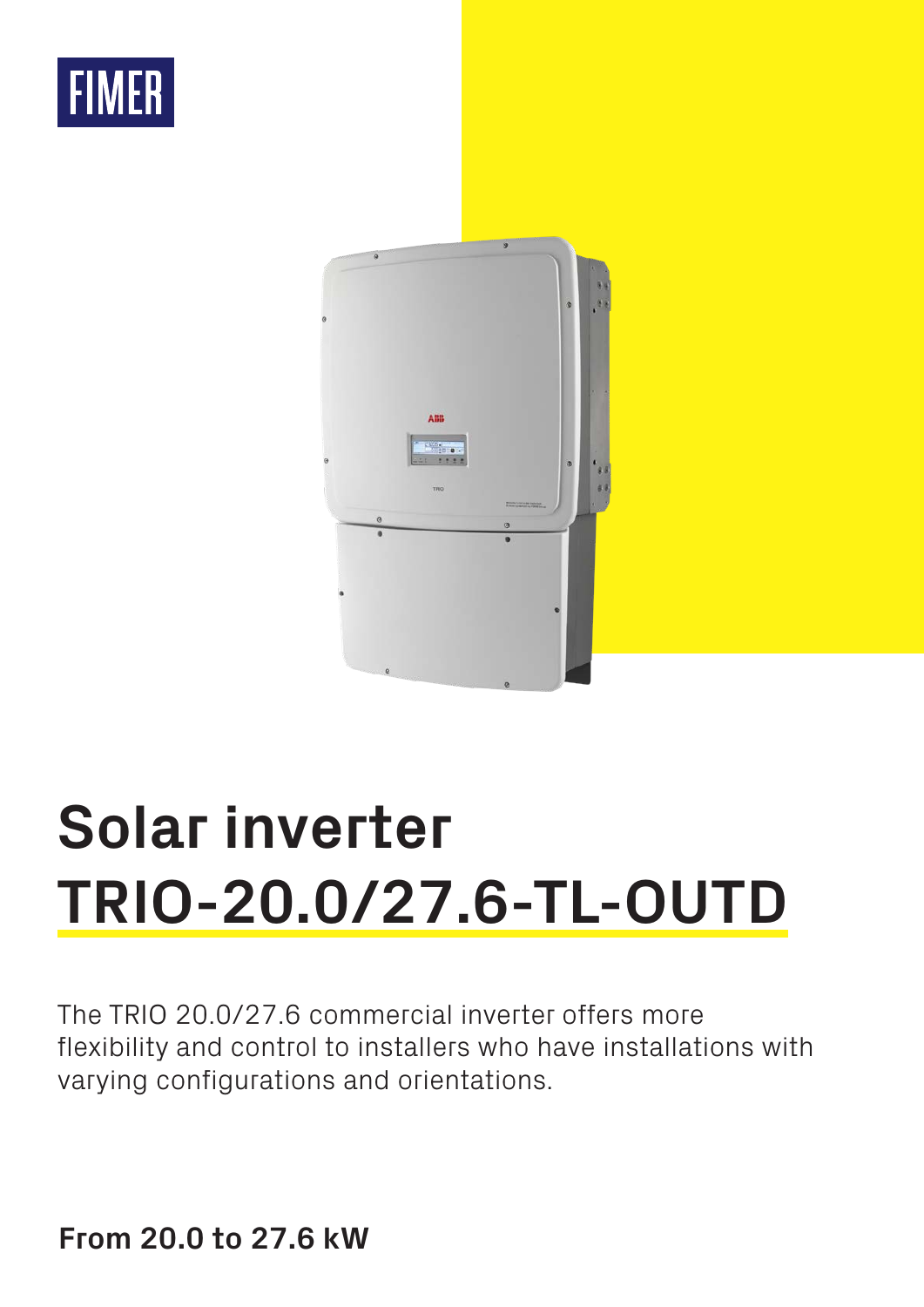FIMER

# Solar inverter TRIO-20.0/27.6-TL-OUTD

The TRIO 20.0/27.6 commercial inverter offers more flexibility and control to installers who have installations with varying configurations and orientations.

**From 20.0 to 27.6 kW**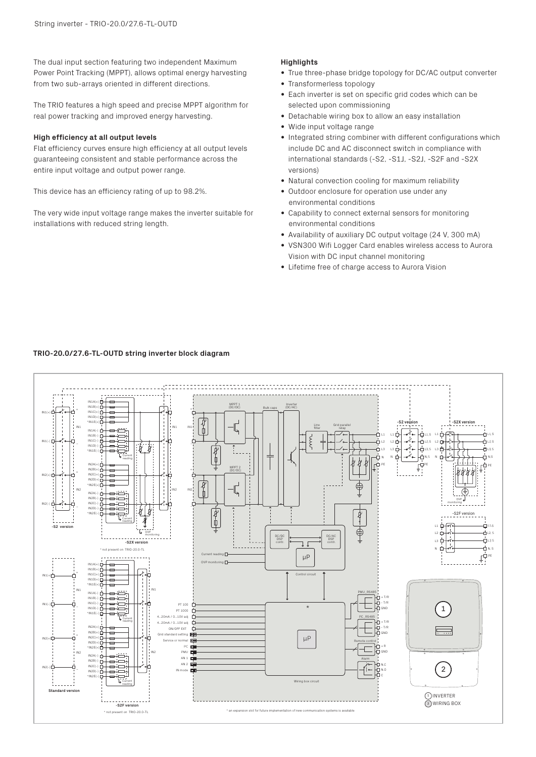The dual input section featuring two independent Maximum Power Point Tracking (MPPT), allows optimal energy harvesting from two sub-arrays oriented in different directions.

The TRIO features a high speed and precise MPPT algorithm for real power tracking and improved energy harvesting.

### High efficiency at all output levels

Flat efficiency curves ensure high efficiency at all output levels guaranteeing consistent and stable performance across the entire input voltage and output power range.

This device has an efficiency rating of up to 98.2%.

The very wide input voltage range makes the inverter suitable for installations with reduced string length.

### Highlights

- True three-phase bridge topology for DC/AC output converter
- Transformerless topology
- Each inverter is set on specific grid codes which can be selected upon commissioning
- Detachable wiring box to allow an easy installation
- Wide input voltage range
- Integrated string combiner with different configurations which include DC and AC disconnect switch in compliance with international standards (-S2, -S1J, -S2J, -S2F and -S2X versions)
- Natural convection cooling for maximum reliability
- Outdoor enclosure for operation use under any environmental conditions
- Capability to connect external sensors for monitoring environmental conditions
- Availability of auxiliary DC output voltage (24 V, 300 mA)
- VSN300 Wifi Logger Card enables wireless access to Aurora Vision with DC input channel monitoring
- Lifetime free of charge access to Aurora Vision

### TRIO-20.0/27.6-TL-OUTD string inverter block diagram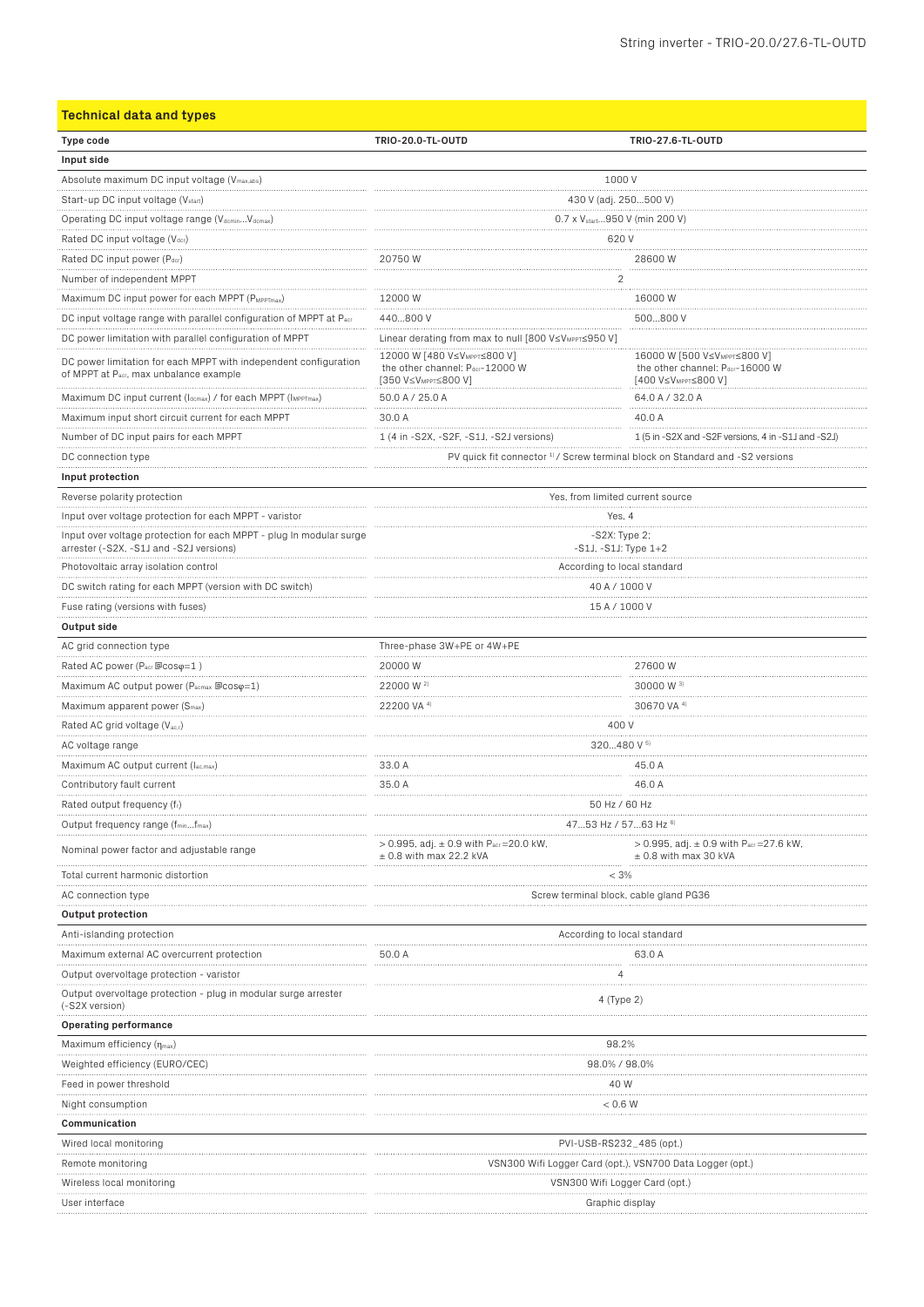## Technical data and types

| Type code | TRIO-20.0-TL-OUTD | TRIO-27.6-TL-OUTD |
|---|---|---|
| **Input side** | | |
| Absolute maximum DC input voltage ($V_{max,abs}$) | 1000 V | |
| Start-up DC input voltage ($V_{start}$) | 430 V (adj. 250...500 V) | |
| Operating DC input voltage range ($V_{dcmin}$...$V_{dcmax}$) | 0.7 x $V_{start}$...950 V (min 200 V) | |
| Rated DC input voltage ($V_{dcr}$) | 620 V | |
| Rated DC input power ($P_{dcr}$) | 20750 W | 28600 W |
| Number of independent MPPT | 2 | |
| Maximum DC input power for each MPPT ($P_{MPPTmax}$) | 12000 W | 16000 W |
| DC input voltage range with parallel configuration of MPPT at $P_{acr}$ | 440...800 V | 500...800 V |
| DC power limitation with parallel configuration of MPPT | Linear derating from max to null [800 V≤$V_{MPPT}$≤950 V] | |
| DC power limitation for each MPPT with independent configuration of MPPT at $P_{acr}$, max unbalance example | 12000 W [480 V≤$V_{MPPT}$≤800 V] the other channel: $P_{dcr}$-12000 W [350 V≤$V_{MPPT}$≤800 V] | 16000 W [500 V≤$V_{MPPT}$≤800 V] the other channel: $P_{dcr}$-16000 W [400 V≤$V_{MPPT}$≤800 V] |
| Maximum DC input current ($I_{dcmax}$) / for each MPPT ($I_{MPPTmax}$) | 50.0 A / 25.0 A | 64.0 A / 32.0 A |
| Maximum input short circuit current for each MPPT | 30.0 A | 40.0 A |
| Number of DC input pairs for each MPPT | 1 (4 in -S2X, -S2F, -S1J, -S2J versions) | 1 (5 in -S2X and -S2F versions, 4 in -S1J and -S2J) |
| DC connection type | PV quick fit connector [1] / Screw terminal block on Standard and -S2 versions | |
| **Input protection** | | |
| Reverse polarity protection | Yes, from limited current source | |
| Input over voltage protection for each MPPT - varistor | Yes, 4 | |
| Input over voltage protection for each MPPT - plug In modular surge arrester (-S2X, -S1J and -S2J versions) | -S2X: Type 2; -S1J, -S1J: Type 1+2 | |
| Photovoltaic array isolation control | According to local standard | |
| DC switch rating for each MPPT (version with DC switch) | 40 A / 1000 V | |
| Fuse rating (versions with fuses) | 15 A / 1000 V | |
| **Output side** | | |
| AC grid connection type | Three-phase 3W+PE or 4W+PE | |
| Rated AC power ($P_{acr}$ @cosφ=1 ) | 20000 W | 27600 W |
| Maximum AC output power ($P_{acmax}$ @cosφ=1) | 22000 W [2] | 30000 W [3] |
| Maximum apparent power ($S_{max}$) | 22200 VA [4] | 30670 VA [4] |
| Rated AC grid voltage ($V_{ac,r}$) | 400 V | |
| AC voltage range | 320...480 V [5] | |
| Maximum AC output current ($I_{ac,max}$) | 33.0 A | 45.0 A |
| Contributory fault current | 35.0 A | 46.0 A |
| Rated output frequency ($f_r$) | 50 Hz / 60 Hz | |
| Output frequency range ($f_{min}$...$f_{max}$) | 47...53 Hz / 57...63 Hz [6] | |
| Nominal power factor and adjustable range | > 0.995, adj. ± 0.9 with $P_{acr}$=20.0 kW, ± 0.8 with max 22.2 kVA | > 0.995, adj. ± 0.9 with $P_{acr}$=27.6 kW, ± 0.8 with max 30 kVA |
| Total current harmonic distortion | < 3% | |
| AC connection type | Screw terminal block, cable gland PG36 | |
| **Output protection** | | |
| Anti-islanding protection | According to local standard | |
| Maximum external AC overcurrent protection | 50.0 A | 63.0 A |
| Output overvoltage protection - varistor | 4 | |
| Output overvoltage protection - plug in modular surge arrester (-S2X version) | 4 (Type 2) | |
| **Operating performance** | | |
| Maximum efficiency ($\eta_{max}$) | 98.2% | |
| Weighted efficiency (EURO/CEC) | 98.0% / 98.0% | |
| Feed in power threshold | 40 W | |
| Night consumption | < 0.6 W | |
| **Communication** | | |
| Wired local monitoring | PVI-USB-RS232_485 (opt.) | |
| Remote monitoring | VSN300 Wifi Logger Card (opt.), VSN700 Data Logger (opt.) | |
| Wireless local monitoring | VSN300 Wifi Logger Card (opt.) | |
| User interface | Graphic display | |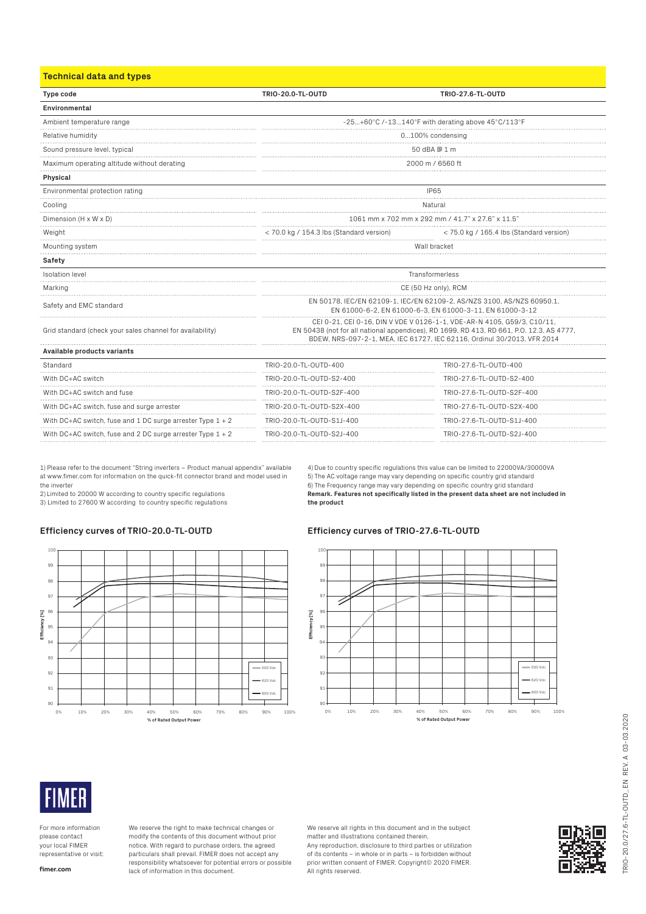## Technical data and types

| Type code | TRIO-20.0-TL-OUTD | TRIO-27.6-TL-OUTD |
|---|---|---|
| **Environmental** | | |
| Ambient temperature range | -25...+60°C /-13...140°F with derating above 45°C/113°F | |
| Relative humidity | 0...100% condensing | |
| Sound pressure level, typical | 50 dBA @ 1 m | |
| Maximum operating altitude without derating | 2000 m / 6560 ft | |
| **Physical** | | |
| Environmental protection rating | IP65 | |
| Cooling | Natural | |
| Dimension (H x W x D) | 1061 mm x 702 mm x 292 mm / 41.7" x 27.6" x 11.5" | |
| Weight | < 70.0 kg / 154.3 lbs (Standard version) | < 75.0 kg / 165.4 lbs (Standard version) |
| Mounting system | Wall bracket | |
| **Safety** | | |
| Isolation level | Transformerless | |
| Marking | CE (50 Hz only), RCM | |
| Safety and EMC standard | EN 50178, IEC/EN 62109-1, IEC/EN 62109-2, AS/NZS 3100, AS/NZS 60950.1, EN 61000-6-2, EN 61000-6-3, EN 61000-3-11, EN 61000-3-12 | |
| Grid standard (check your sales channel for availability) | CEI 0-21, CEI 0-16, DIN V VDE V 0126-1-1, VDE-AR-N 4105, G59/3, C10/11, EN 50438 (not for all national appendices), RD 1699, RD 413, RD 661, P.O. 12.3, AS 4777, BDEW, NRS-097-2-1, MEA, IEC 61727, IEC 62116, Ordinul 30/2013, VFR 2014 | |
| **Available products variants** | | |
| Standard | TRIO-20.0-TL-OUTD-400 | TRIO-27.6-TL-OUTD-400 |
| With DC+AC switch | TRIO-20.0-TL-OUTD-S2-400 | TRIO-27.6-TL-OUTD-S2-400 |
| With DC+AC switch and fuse | TRIO-20.0-TL-OUTD-S2F-400 | TRIO-27.6-TL-OUTD-S2F-400 |
| With DC+AC switch, fuse and surge arrester | TRIO-20.0-TL-OUTD-S2X-400 | TRIO-27.6-TL-OUTD-S2X-400 |
| With DC+AC switch, fuse and 1 DC surge arrester Type 1 + 2 | TRIO-20.0-TL-OUTD-S1J-400 | TRIO-27.6-TL-OUTD-S1J-400 |
| With DC+AC switch, fuse and 2 DC surge arrester Type 1 + 2 | TRIO-20.0-TL-OUTD-S2J-400 | TRIO-27.6-TL-OUTD-S2J-400 |

1) Please refer to the document "String inverters – Product manual appendix" available at www.fimer.com for information on the quick-fit connector brand and model used in the inverter
2) Limited to 20000 W according to country specific regulations
3) Limited to 27600 W according to country specific regulations
4) Due to country specific regulations this value can be limited to 22000VA/30000VA
5) The AC voltage range may vary depending on specific country grid standard
6) The Frequency range may vary depending on specific country grid standard

**Remark. Features not specifically listed in the present data sheet are not included in the product**

### Efficiency curves of TRIO-20.0-TL-OUTD

Efficiency [%]
100
99
98
97
96
95
94
93
92
91
90
0% 10% 20% 30% 40% 50% 60% 70% 80% 90% 100%
% of Rated Output Power
500 Vdc
620 Vdc
800 Vdc

### Efficiency curves of TRIO-27.6-TL-OUTD

Efficiency [%]
100
99
98
97
96
95
94
93
92
91
90
0% 10% 20% 30% 40% 50% 60% 70% 80% 90% 100%
% of Rated Output Power
500 Vdc
620 Vdc
800 Vdc

FIMER

For more information please contact your local FIMER representative or visit:

**fimer.com**

We reserve the right to make technical changes or modify the contents of this document without prior notice. With regard to purchase orders, the agreed particulars shall prevail. FIMER does not accept any responsibility whatsoever for potential errors or possible lack of information in this document.

We reserve all rights in this document and in the subject matter and illustrations contained therein. Any reproduction, disclosure to third parties or utilization of its contents – in whole or in parts – is forbidden without prior written consent of FIMER. Copyright© 2020 FIMER. All rights reserved.

TRIO-20.0/27.6-TL-OUTD_EN REV. A 03-03.2020